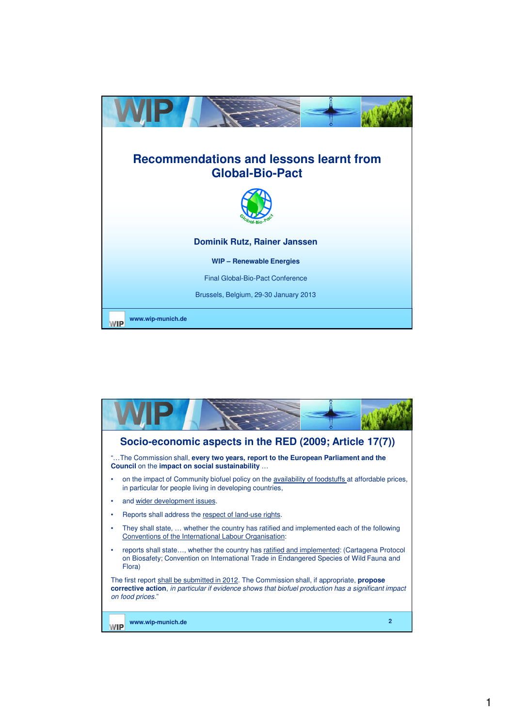# Recommendations and lessons learnt from Global-Bio-Pact

**Dominik Rutz, Rainer Janssen**

**WIP – Renewable Energies**

Final Global-Bio-Pact Conference

Brussels, Belgium, 29-30 January 2013

www.wip-munich.de

## Socio-economic aspects in the RED (2009; Article 17(7))

"…The Commission shall, **every two years, report to the European Parliament and the Council** on the **impact on social sustainability** …

- on the impact of Community biofuel policy on the availability of foodstuffs at affordable prices, in particular for people living in developing countries,
- and wider development issues.
- Reports shall address the respect of land-use rights.
- They shall state, … whether the country has ratified and implemented each of the following Conventions of the International Labour Organisation:
- reports shall state…, whether the country has ratified and implemented: (Cartagena Protocol on Biosafety; Convention on International Trade in Endangered Species of Wild Fauna and Flora)

The first report shall be submitted in 2012. The Commission shall, if appropriate, **propose corrective action**, *in particular if evidence shows that biofuel production has a significant impact on food prices.*"

www.wip-munich.de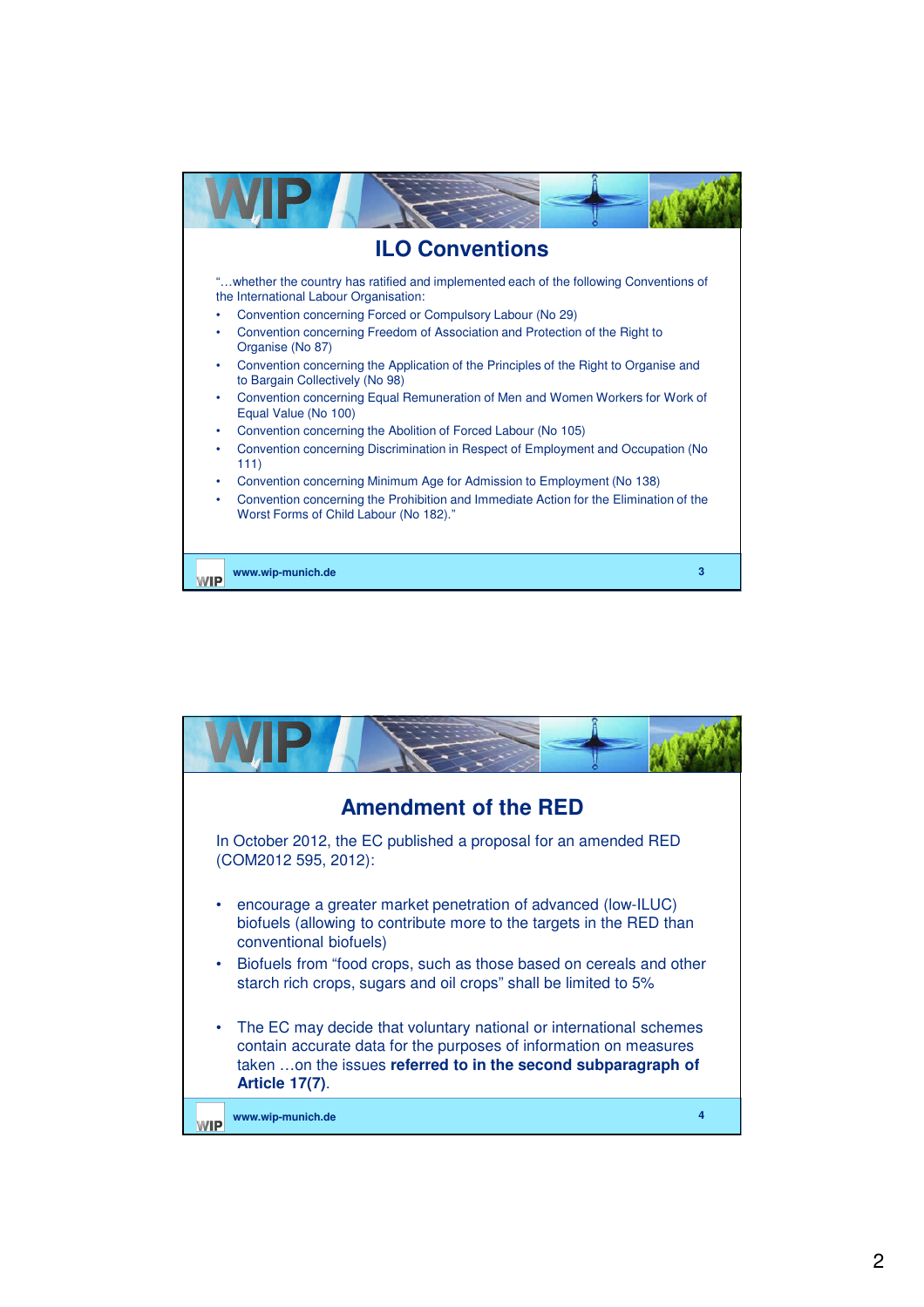## ILO Conventions

"…whether the country has ratified and implemented each of the following Conventions of the International Labour Organisation:

- Convention concerning Forced or Compulsory Labour (No 29)
- Convention concerning Freedom of Association and Protection of the Right to Organise (No 87)
- Convention concerning the Application of the Principles of the Right to Organise and to Bargain Collectively (No 98)
- Convention concerning Equal Remuneration of Men and Women Workers for Work of Equal Value (No 100)
- Convention concerning the Abolition of Forced Labour (No 105)
- Convention concerning Discrimination in Respect of Employment and Occupation (No 111)
- Convention concerning Minimum Age for Admission to Employment (No 138)
- Convention concerning the Prohibition and Immediate Action for the Elimination of the Worst Forms of Child Labour (No 182)."

www.wip-munich.de

## Amendment of the RED

In October 2012, the EC published a proposal for an amended RED (COM2012 595, 2012):

- encourage a greater market penetration of advanced (low-ILUC) biofuels (allowing to contribute more to the targets in the RED than conventional biofuels)
- Biofuels from "food crops, such as those based on cereals and other starch rich crops, sugars and oil crops" shall be limited to 5%
- The EC may decide that voluntary national or international schemes contain accurate data for the purposes of information on measures taken …on the issues **referred to in the second subparagraph of Article 17(7)**.

www.wip-munich.de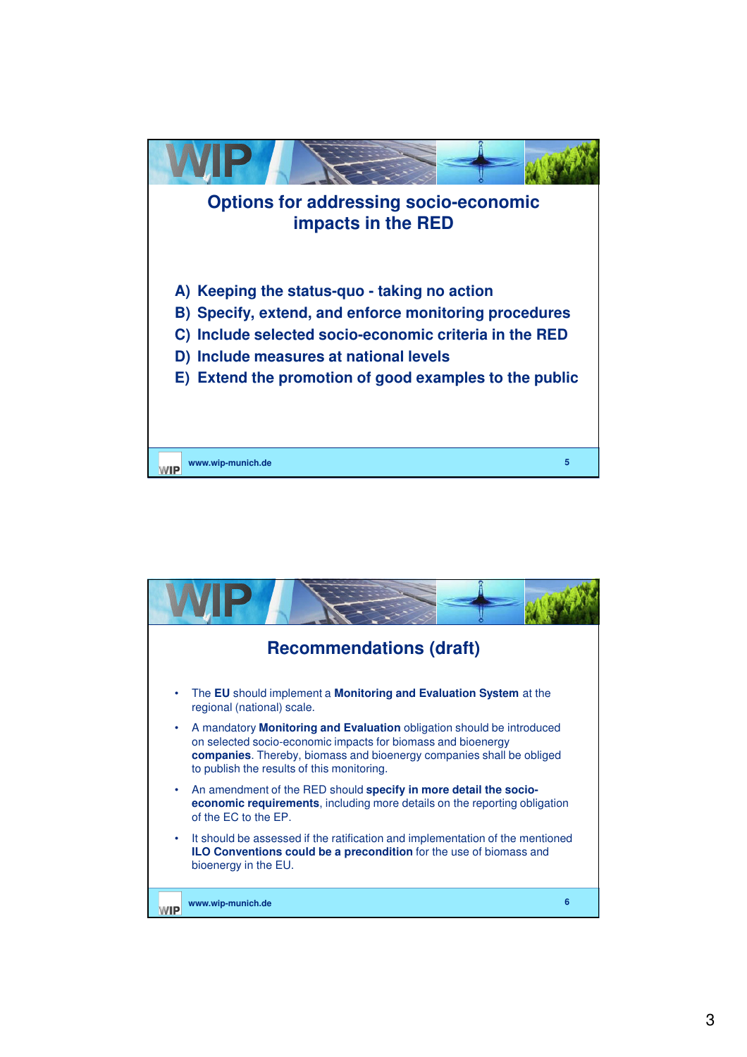## Options for addressing socio-economic impacts in the RED

A) Keeping the status-quo - taking no action

B) Specify, extend, and enforce monitoring procedures

C) Include selected socio-economic criteria in the RED

D) Include measures at national levels

E) Extend the promotion of good examples to the public

## Recommendations (draft)

- The **EU** should implement a **Monitoring and Evaluation System** at the regional (national) scale.
- A mandatory **Monitoring and Evaluation** obligation should be introduced on selected socio-economic impacts for biomass and bioenergy **companies**. Thereby, biomass and bioenergy companies shall be obliged to publish the results of this monitoring.
- An amendment of the RED should **specify in more detail the socio-economic requirements**, including more details on the reporting obligation of the EC to the EP.
- It should be assessed if the ratification and implementation of the mentioned **ILO Conventions could be a precondition** for the use of biomass and bioenergy in the EU.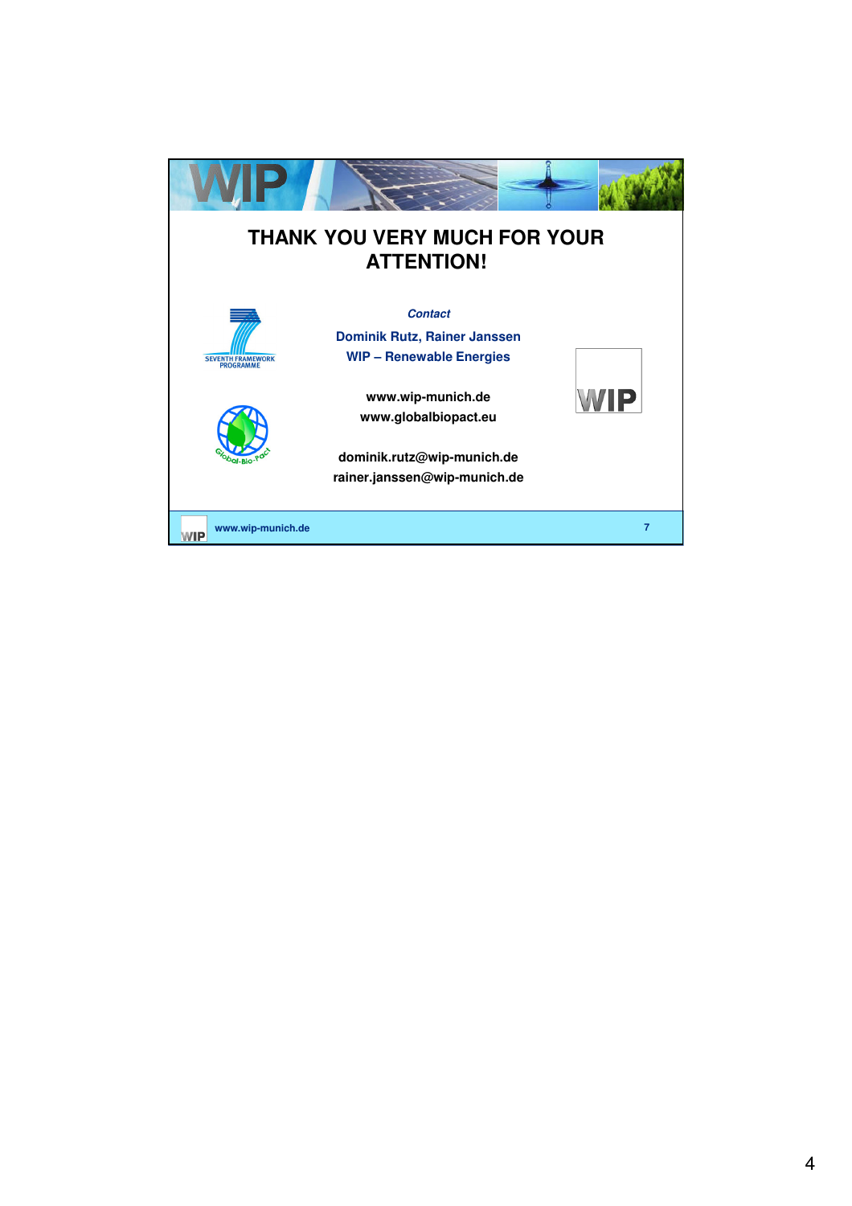# THANK YOU VERY MUCH FOR YOUR ATTENTION!

SEVENTH FRAMEWORK PROGRAMME

*Contact*

**Dominik Rutz, Rainer Janssen**
**WIP – Renewable Energies**

**www.wip-munich.de**
**www.globalbiopact.eu**

**dominik.rutz@wip-munich.de**
**rainer.janssen@wip-munich.de**

Global-Bio-Pact

WIP

www.wip-munich.de